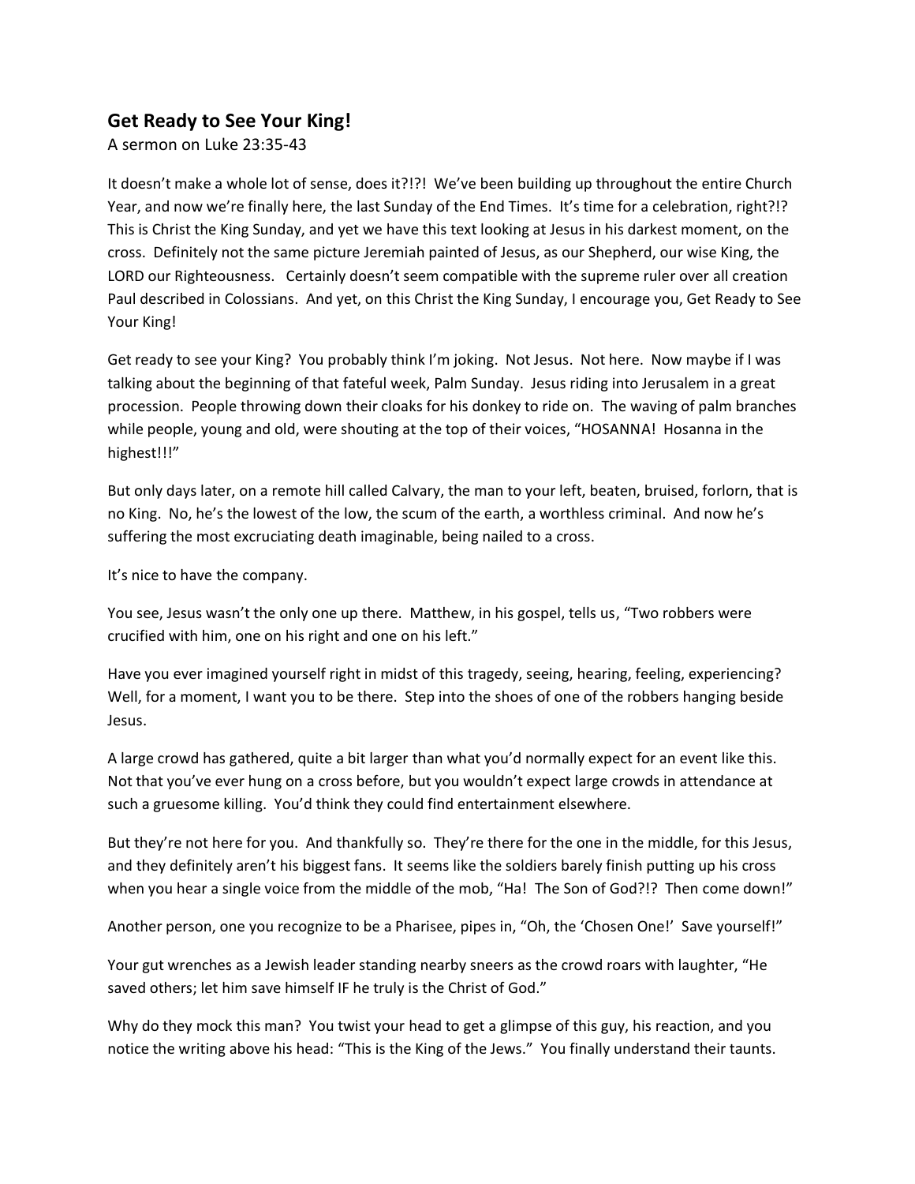## Get Ready to See Your King!

A sermon on Luke 23:35-43

It doesn't make a whole lot of sense, does it?!?! We've been building up throughout the entire Church Year, and now we're finally here, the last Sunday of the End Times. It's time for a celebration, right?!? This is Christ the King Sunday, and yet we have this text looking at Jesus in his darkest moment, on the cross. Definitely not the same picture Jeremiah painted of Jesus, as our Shepherd, our wise King, the LORD our Righteousness. Certainly doesn't seem compatible with the supreme ruler over all creation Paul described in Colossians. And yet, on this Christ the King Sunday, I encourage you, Get Ready to See Your King!

Get ready to see your King? You probably think I'm joking. Not Jesus. Not here. Now maybe if I was talking about the beginning of that fateful week, Palm Sunday. Jesus riding into Jerusalem in a great procession. People throwing down their cloaks for his donkey to ride on. The waving of palm branches while people, young and old, were shouting at the top of their voices, "HOSANNA! Hosanna in the highest!!!"

But only days later, on a remote hill called Calvary, the man to your left, beaten, bruised, forlorn, that is no King. No, he's the lowest of the low, the scum of the earth, a worthless criminal. And now he's suffering the most excruciating death imaginable, being nailed to a cross.

It's nice to have the company.

You see, Jesus wasn't the only one up there. Matthew, in his gospel, tells us, "Two robbers were crucified with him, one on his right and one on his left."

Have you ever imagined yourself right in midst of this tragedy, seeing, hearing, feeling, experiencing? Well, for a moment, I want you to be there. Step into the shoes of one of the robbers hanging beside Jesus.

A large crowd has gathered, quite a bit larger than what you'd normally expect for an event like this. Not that you've ever hung on a cross before, but you wouldn't expect large crowds in attendance at such a gruesome killing. You'd think they could find entertainment elsewhere.

But they're not here for you. And thankfully so. They're there for the one in the middle, for this Jesus, and they definitely aren't his biggest fans. It seems like the soldiers barely finish putting up his cross when you hear a single voice from the middle of the mob, "Ha! The Son of God?!? Then come down!"

Another person, one you recognize to be a Pharisee, pipes in, "Oh, the 'Chosen One!' Save yourself!"

Your gut wrenches as a Jewish leader standing nearby sneers as the crowd roars with laughter, "He saved others; let him save himself IF he truly is the Christ of God."

Why do they mock this man? You twist your head to get a glimpse of this guy, his reaction, and you notice the writing above his head: "This is the King of the Jews." You finally understand their taunts.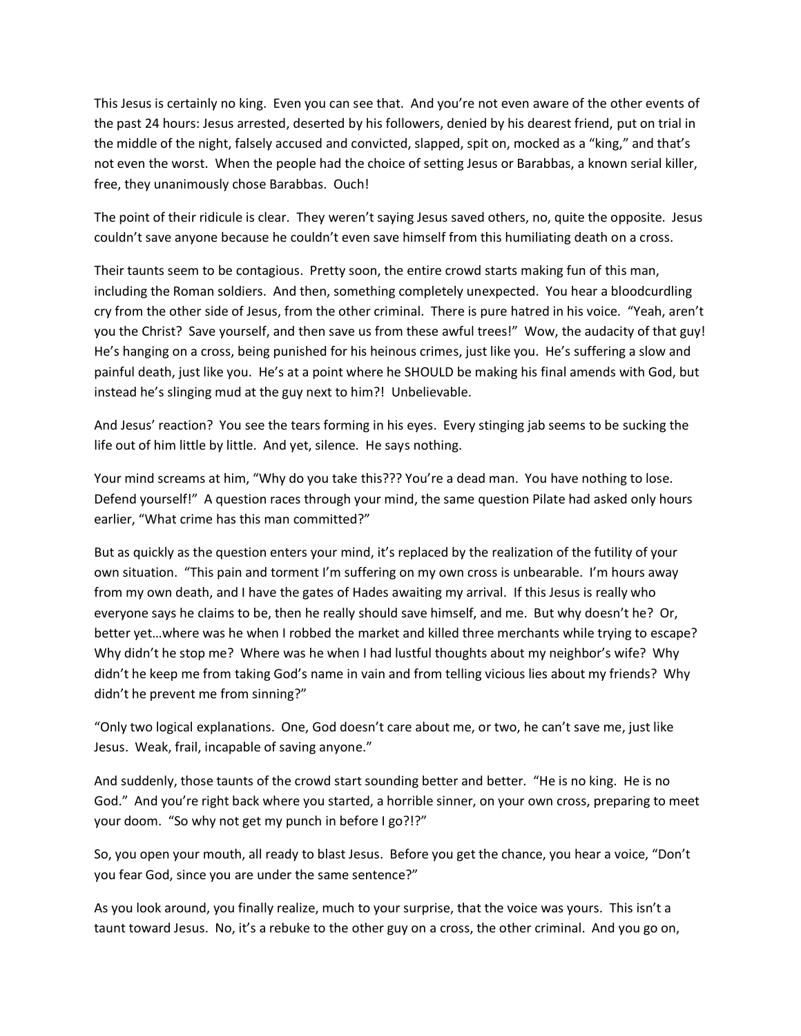This Jesus is certainly no king. Even you can see that. And you're not even aware of the other events of the past 24 hours: Jesus arrested, deserted by his followers, denied by his dearest friend, put on trial in the middle of the night, falsely accused and convicted, slapped, spit on, mocked as a "king," and that's not even the worst. When the people had the choice of setting Jesus or Barabbas, a known serial killer, free, they unanimously chose Barabbas. Ouch!

The point of their ridicule is clear. They weren't saying Jesus saved others, no, quite the opposite. Jesus couldn't save anyone because he couldn't even save himself from this humiliating death on a cross.

Their taunts seem to be contagious. Pretty soon, the entire crowd starts making fun of this man, including the Roman soldiers. And then, something completely unexpected. You hear a bloodcurdling cry from the other side of Jesus, from the other criminal. There is pure hatred in his voice. "Yeah, aren't you the Christ? Save yourself, and then save us from these awful trees!" Wow, the audacity of that guy! He's hanging on a cross, being punished for his heinous crimes, just like you. He's suffering a slow and painful death, just like you. He's at a point where he SHOULD be making his final amends with God, but instead he's slinging mud at the guy next to him?! Unbelievable.

And Jesus' reaction? You see the tears forming in his eyes. Every stinging jab seems to be sucking the life out of him little by little. And yet, silence. He says nothing.

Your mind screams at him, "Why do you take this??? You're a dead man. You have nothing to lose. Defend yourself!" A question races through your mind, the same question Pilate had asked only hours earlier, "What crime has this man committed?"

But as quickly as the question enters your mind, it's replaced by the realization of the futility of your own situation. "This pain and torment I'm suffering on my own cross is unbearable. I'm hours away from my own death, and I have the gates of Hades awaiting my arrival. If this Jesus is really who everyone says he claims to be, then he really should save himself, and me. But why doesn't he? Or, better yet…where was he when I robbed the market and killed three merchants while trying to escape? Why didn't he stop me? Where was he when I had lustful thoughts about my neighbor's wife? Why didn't he keep me from taking God's name in vain and from telling vicious lies about my friends? Why didn't he prevent me from sinning?"

"Only two logical explanations. One, God doesn't care about me, or two, he can't save me, just like Jesus. Weak, frail, incapable of saving anyone."

And suddenly, those taunts of the crowd start sounding better and better. "He is no king. He is no God." And you're right back where you started, a horrible sinner, on your own cross, preparing to meet your doom. "So why not get my punch in before I go?!?"

So, you open your mouth, all ready to blast Jesus. Before you get the chance, you hear a voice, "Don't you fear God, since you are under the same sentence?"

As you look around, you finally realize, much to your surprise, that the voice was yours. This isn't a taunt toward Jesus. No, it's a rebuke to the other guy on a cross, the other criminal. And you go on,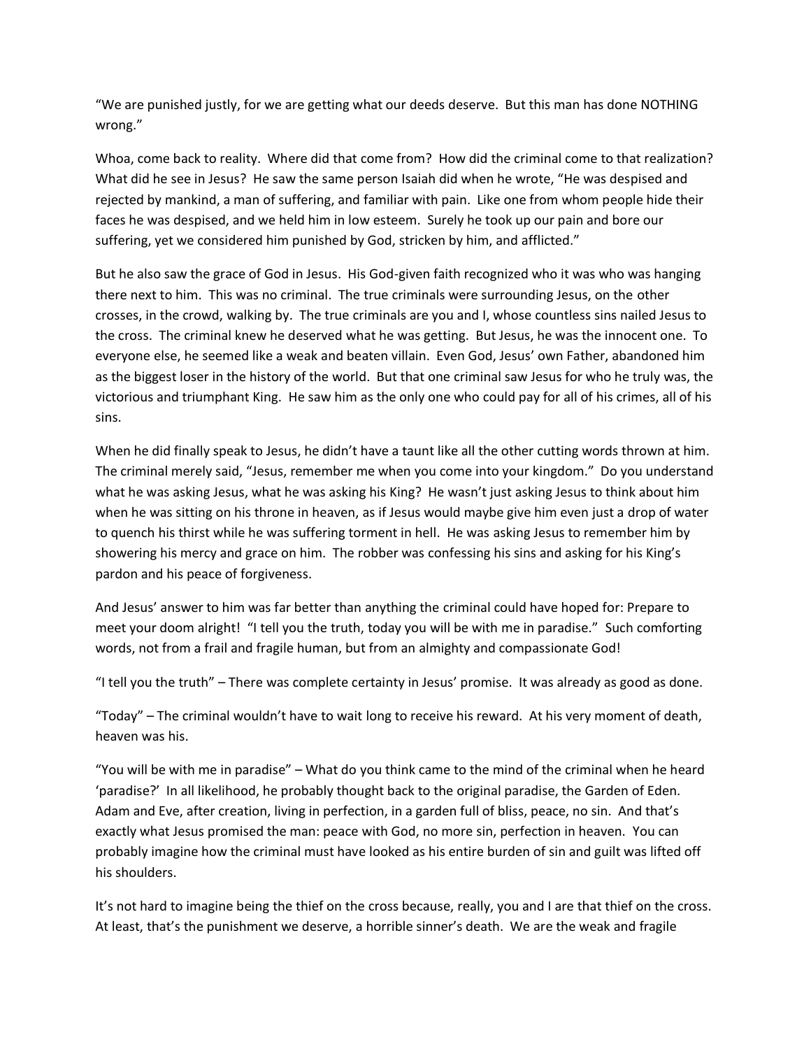"We are punished justly, for we are getting what our deeds deserve. But this man has done NOTHING wrong."

Whoa, come back to reality. Where did that come from? How did the criminal come to that realization? What did he see in Jesus? He saw the same person Isaiah did when he wrote, "He was despised and rejected by mankind, a man of suffering, and familiar with pain. Like one from whom people hide their faces he was despised, and we held him in low esteem. Surely he took up our pain and bore our suffering, yet we considered him punished by God, stricken by him, and afflicted."

But he also saw the grace of God in Jesus. His God-given faith recognized who it was who was hanging there next to him. This was no criminal. The true criminals were surrounding Jesus, on the other crosses, in the crowd, walking by. The true criminals are you and I, whose countless sins nailed Jesus to the cross. The criminal knew he deserved what he was getting. But Jesus, he was the innocent one. To everyone else, he seemed like a weak and beaten villain. Even God, Jesus' own Father, abandoned him as the biggest loser in the history of the world. But that one criminal saw Jesus for who he truly was, the victorious and triumphant King. He saw him as the only one who could pay for all of his crimes, all of his sins.

When he did finally speak to Jesus, he didn't have a taunt like all the other cutting words thrown at him. The criminal merely said, "Jesus, remember me when you come into your kingdom." Do you understand what he was asking Jesus, what he was asking his King? He wasn't just asking Jesus to think about him when he was sitting on his throne in heaven, as if Jesus would maybe give him even just a drop of water to quench his thirst while he was suffering torment in hell. He was asking Jesus to remember him by showering his mercy and grace on him. The robber was confessing his sins and asking for his King's pardon and his peace of forgiveness.

And Jesus' answer to him was far better than anything the criminal could have hoped for: Prepare to meet your doom alright! "I tell you the truth, today you will be with me in paradise." Such comforting words, not from a frail and fragile human, but from an almighty and compassionate God!

"I tell you the truth" – There was complete certainty in Jesus' promise. It was already as good as done.

"Today" – The criminal wouldn't have to wait long to receive his reward. At his very moment of death, heaven was his.

"You will be with me in paradise" – What do you think came to the mind of the criminal when he heard 'paradise?' In all likelihood, he probably thought back to the original paradise, the Garden of Eden. Adam and Eve, after creation, living in perfection, in a garden full of bliss, peace, no sin. And that's exactly what Jesus promised the man: peace with God, no more sin, perfection in heaven. You can probably imagine how the criminal must have looked as his entire burden of sin and guilt was lifted off his shoulders.

It's not hard to imagine being the thief on the cross because, really, you and I are that thief on the cross. At least, that's the punishment we deserve, a horrible sinner's death. We are the weak and fragile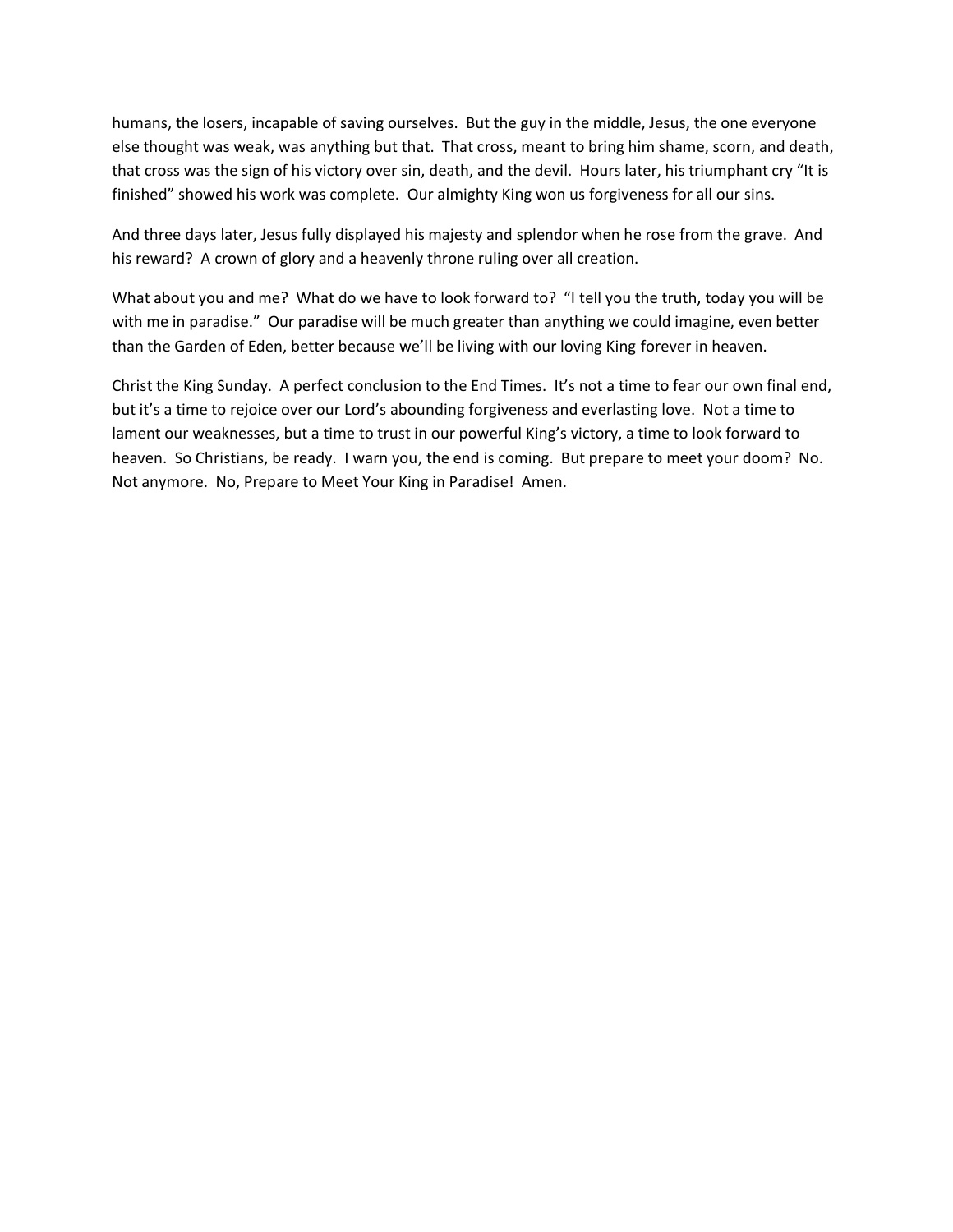humans, the losers, incapable of saving ourselves. But the guy in the middle, Jesus, the one everyone else thought was weak, was anything but that. That cross, meant to bring him shame, scorn, and death, that cross was the sign of his victory over sin, death, and the devil. Hours later, his triumphant cry "It is finished" showed his work was complete. Our almighty King won us forgiveness for all our sins.

And three days later, Jesus fully displayed his majesty and splendor when he rose from the grave. And his reward? A crown of glory and a heavenly throne ruling over all creation.

What about you and me? What do we have to look forward to? "I tell you the truth, today you will be with me in paradise." Our paradise will be much greater than anything we could imagine, even better than the Garden of Eden, better because we'll be living with our loving King forever in heaven.

Christ the King Sunday. A perfect conclusion to the End Times. It's not a time to fear our own final end, but it's a time to rejoice over our Lord's abounding forgiveness and everlasting love. Not a time to lament our weaknesses, but a time to trust in our powerful King's victory, a time to look forward to heaven. So Christians, be ready. I warn you, the end is coming. But prepare to meet your doom? No. Not anymore. No, Prepare to Meet Your King in Paradise! Amen.